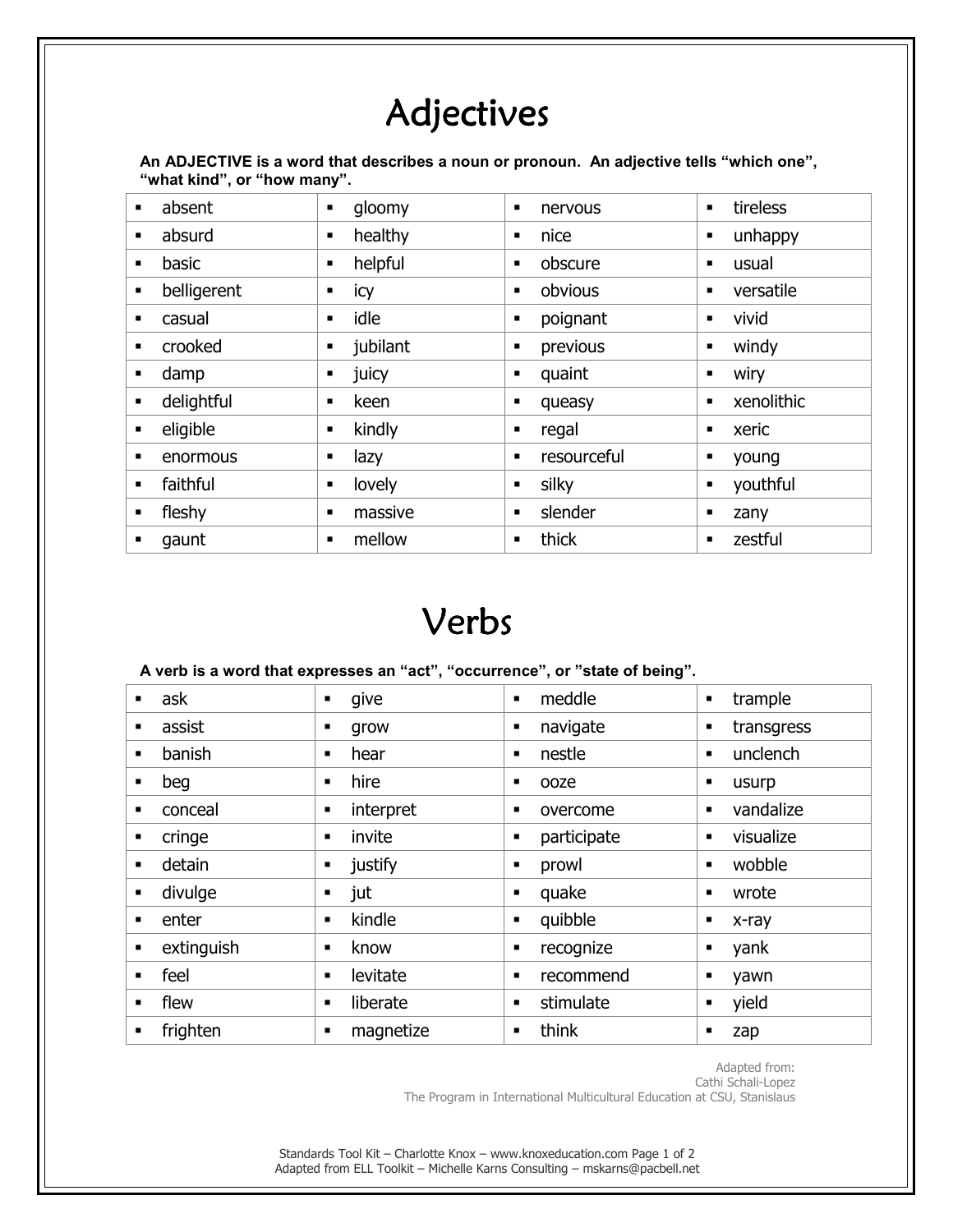# Adjectives

**An ADJECTIVE is a word that describes a noun or pronoun. An adjective tells "which one", "what kind", or "how many".**

| absent | gloomy | nervous | tireless |
|---|---|---|---|
| absurd | healthy | nice | unhappy |
| basic | helpful | obscure | usual |
| belligerent | icy | obvious | versatile |
| casual | idle | poignant | vivid |
| crooked | jubilant | previous | windy |
| damp | juicy | quaint | wiry |
| delightful | keen | queasy | xenolithic |
| eligible | kindly | regal | xeric |
| enormous | lazy | resourceful | young |
| faithful | lovely | silky | youthful |
| fleshy | massive | slender | zany |
| gaunt | mellow | thick | zestful |

# Verbs

**A verb is a word that expresses an "act", "occurrence", or "state of being".**

| ask | give | meddle | trample |
|---|---|---|---|
| assist | grow | navigate | transgress |
| banish | hear | nestle | unclench |
| beg | hire | ooze | usurp |
| conceal | interpret | overcome | vandalize |
| cringe | invite | participate | visualize |
| detain | justify | prowl | wobble |
| divulge | jut | quake | wrote |
| enter | kindle | quibble | x-ray |
| extinguish | know | recognize | yank |
| feel | levitate | recommend | yawn |
| flew | liberate | stimulate | yield |
| frighten | magnetize | think | zap |

Adapted from:
Cathi Schali-Lopez
The Program in International Multicultural Education at CSU, Stanislaus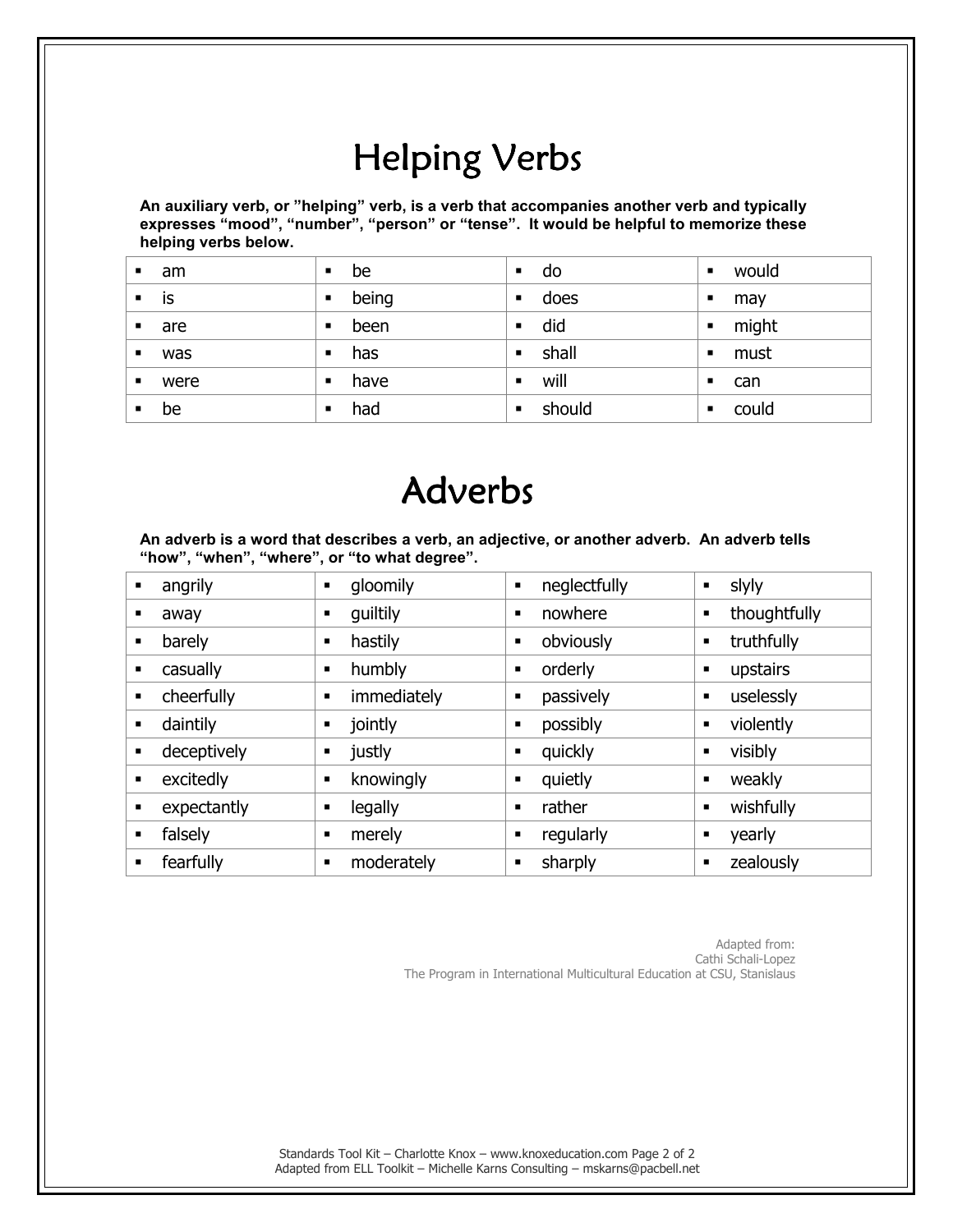# Helping Verbs

**An auxiliary verb, or "helping" verb, is a verb that accompanies another verb and typically expresses "mood", "number", "person" or "tense". It would be helpful to memorize these helping verbs below.**

| | | | |
|---|---|---|---|
| ▪ am | ▪ be | ▪ do | ▪ would |
| ▪ is | ▪ being | ▪ does | ▪ may |
| ▪ are | ▪ been | ▪ did | ▪ might |
| ▪ was | ▪ has | ▪ shall | ▪ must |
| ▪ were | ▪ have | ▪ will | ▪ can |
| ▪ be | ▪ had | ▪ should | ▪ could |

# Adverbs

**An adverb is a word that describes a verb, an adjective, or another adverb. An adverb tells "how", "when", "where", or "to what degree".**

| | | | |
|---|---|---|---|
| ▪ angrily | ▪ gloomily | ▪ neglectfully | ▪ slyly |
| ▪ away | ▪ guiltily | ▪ nowhere | ▪ thoughtfully |
| ▪ barely | ▪ hastily | ▪ obviously | ▪ truthfully |
| ▪ casually | ▪ humbly | ▪ orderly | ▪ upstairs |
| ▪ cheerfully | ▪ immediately | ▪ passively | ▪ uselessly |
| ▪ daintily | ▪ jointly | ▪ possibly | ▪ violently |
| ▪ deceptively | ▪ justly | ▪ quickly | ▪ visibly |
| ▪ excitedly | ▪ knowingly | ▪ quietly | ▪ weakly |
| ▪ expectantly | ▪ legally | ▪ rather | ▪ wishfully |
| ▪ falsely | ▪ merely | ▪ regularly | ▪ yearly |
| ▪ fearfully | ▪ moderately | ▪ sharply | ▪ zealously |

Adapted from:
Cathi Schali-Lopez
The Program in International Multicultural Education at CSU, Stanislaus